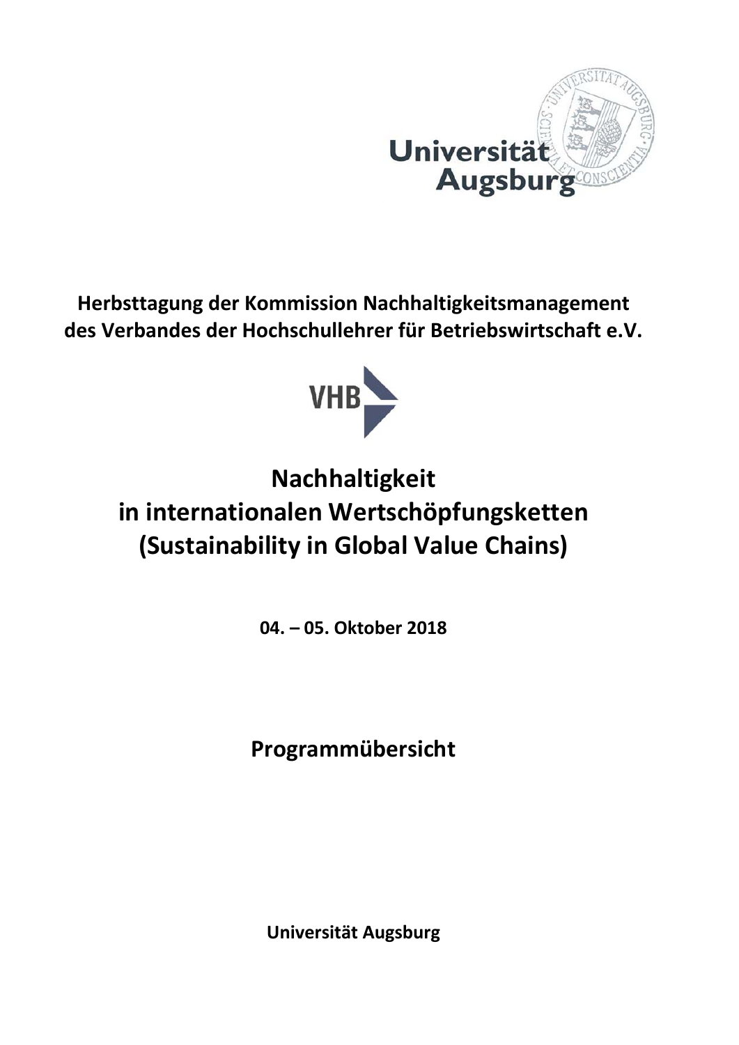Universität Augsburg

**Herbsttagung der Kommission Nachhaltigkeitsmanagement des Verbandes der Hochschullehrer für Betriebswirtschaft e.V.**

VHB

# Nachhaltigkeit in internationalen Wertschöpfungsketten (Sustainability in Global Value Chains)

**04. – 05. Oktober 2018**

## Programmübersicht

**Universität Augsburg**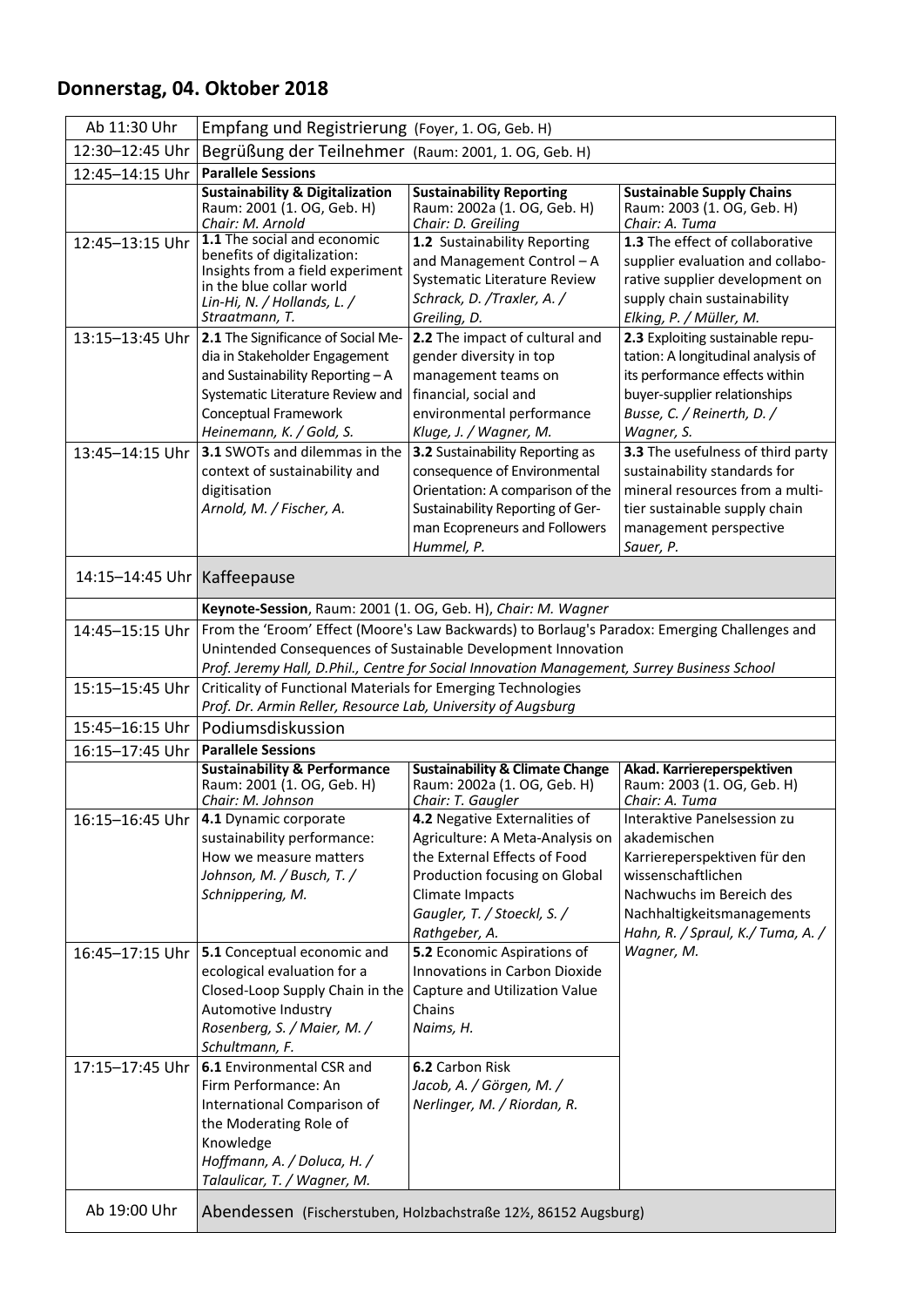## Donnerstag, 04. Oktober 2018

| Ab 11:30 Uhr | Empfang und Registrierung (Foyer, 1. OG, Geb. H) | | |
|---|---|---|---|
| 12:30–12:45 Uhr | Begrüßung der Teilnehmer (Raum: 2001, 1. OG, Geb. H) | | |
| 12:45–14:15 Uhr | **Parallele Sessions** | | |
| | **Sustainability & Digitalization** Raum: 2001 (1. OG, Geb. H) *Chair: M. Arnold* | **Sustainability Reporting** Raum: 2002a (1. OG, Geb. H) *Chair: D. Greiling* | **Sustainable Supply Chains** Raum: 2003 (1. OG, Geb. H) *Chair: A. Tuma* |
| 12:45–13:15 Uhr | **1.1** The social and economic benefits of digitalization: Insights from a field experiment in the blue collar world *Lin-Hi, N. / Hollands, L. / Straatmann, T.* | **1.2** Sustainability Reporting and Management Control – A Systematic Literature Review *Schrack, D. /Traxler, A. / Greiling, D.* | **1.3** The effect of collaborative supplier evaluation and collaborative supplier development on supply chain sustainability *Elking, P. / Müller, M.* |
| 13:15–13:45 Uhr | **2.1** The Significance of Social Media in Stakeholder Engagement and Sustainability Reporting – A Systematic Literature Review and Conceptual Framework *Heinemann, K. / Gold, S.* | **2.2** The impact of cultural and gender diversity in top management teams on financial, social and environmental performance *Kluge, J. / Wagner, M.* | **2.3** Exploiting sustainable reputation: A longitudinal analysis of its performance effects within buyer-supplier relationships *Busse, C. / Reinerth, D. / Wagner, S.* |
| 13:45–14:15 Uhr | **3.1** SWOTs and dilemmas in the context of sustainability and digitisation *Arnold, M. / Fischer, A.* | **3.2** Sustainability Reporting as consequence of Environmental Orientation: A comparison of the Sustainability Reporting of German Ecopreneurs and Followers *Hummel, P.* | **3.3** The usefulness of third party sustainability standards for mineral resources from a multi-tier sustainable supply chain management perspective *Sauer, P.* |
| 14:15–14:45 Uhr | Kaffeepause | | |
| | **Keynote-Session**, Raum: 2001 (1. OG, Geb. H), *Chair: M. Wagner* | | |
| 14:45–15:15 Uhr | From the 'Eroom' Effect (Moore's Law Backwards) to Borlaug's Paradox: Emerging Challenges and Unintended Consequences of Sustainable Development Innovation *Prof. Jeremy Hall, D.Phil., Centre for Social Innovation Management, Surrey Business School* | | |
| 15:15–15:45 Uhr | Criticality of Functional Materials for Emerging Technologies *Prof. Dr. Armin Reller, Resource Lab, University of Augsburg* | | |
| 15:45–16:15 Uhr | Podiumsdiskussion | | |
| 16:15–17:45 Uhr | **Parallele Sessions** | | |
| | **Sustainability & Performance** Raum: 2001 (1. OG, Geb. H) *Chair: M. Johnson* | **Sustainability & Climate Change** Raum: 2002a (1. OG, Geb. H) *Chair: T. Gaugler* | **Akad. Karriereperspektiven** Raum: 2003 (1. OG, Geb. H) *Chair: A. Tuma* |
| 16:15–16:45 Uhr | **4.1** Dynamic corporate sustainability performance: How we measure matters *Johnson, M. / Busch, T. / Schnippering, M.* | **4.2** Negative Externalities of Agriculture: A Meta-Analysis on the External Effects of Food Production focusing on Global Climate Impacts *Gaugler, T. / Stoeckl, S. / Rathgeber, A.* | Interaktive Panelsession zu akademischen Karriereperspektiven für den wissenschaftlichen Nachwuchs im Bereich des Nachhaltigkeitsmanagements *Hahn, R. / Spraul, K./ Tuma, A. / Wagner, M.* |
| 16:45–17:15 Uhr | **5.1** Conceptual economic and ecological evaluation for a Closed-Loop Supply Chain in the Automotive Industry *Rosenberg, S. / Maier, M. / Schultmann, F.* | **5.2** Economic Aspirations of Innovations in Carbon Dioxide Capture and Utilization Value Chains *Naims, H.* | |
| 17:15–17:45 Uhr | **6.1** Environmental CSR and Firm Performance: An International Comparison of the Moderating Role of Knowledge *Hoffmann, A. / Doluca, H. / Talaulicar, T. / Wagner, M.* | **6.2** Carbon Risk *Jacob, A. / Görgen, M. / Nerlinger, M. / Riordan, R.* | |
| Ab 19:00 Uhr | Abendessen (Fischerstuben, Holzbachstraße 12½, 86152 Augsburg) | | |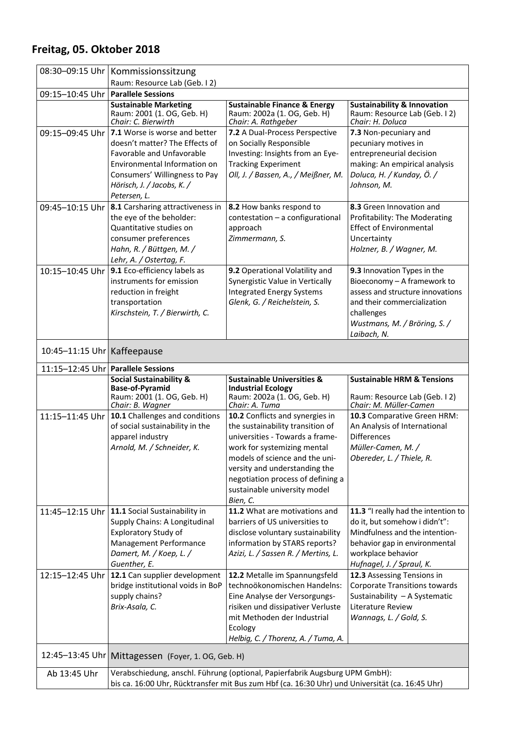## Freitag, 05. Oktober 2018

| | | | |
|---|---|---|---|
| 08:30–09:15 Uhr | Kommissionssitzung<br>Raum: Resource Lab (Geb. I 2) | | |
| 09:15–10:45 Uhr | **Parallele Sessions** | | |
| | **Sustainable Marketing**<br>Raum: 2001 (1. OG, Geb. H)<br>*Chair: C. Bierwirth* | **Sustainable Finance & Energy**<br>Raum: 2002a (1. OG, Geb. H)<br>*Chair: A. Rathgeber* | **Sustainability & Innovation**<br>Raum: Resource Lab (Geb. I 2)<br>*Chair: H. Doluca* |
| 09:15–09:45 Uhr | **7.1** Worse is worse and better doesn't matter? The Effects of Favorable and Unfavorable Environmental Information on Consumers' Willingness to Pay<br>*Hörisch, J. / Jacobs, K. / Petersen, L.* | **7.2** A Dual-Process Perspective on Socially Responsible Investing: Insights from an Eye-Tracking Experiment<br>*Oll, J. / Bassen, A., / Meißner, M.* | **7.3** Non-pecuniary and pecuniary motives in entrepreneurial decision making: An empirical analysis<br>*Doluca, H. / Kunday, Ö. / Johnson, M.* |
| 09:45–10:15 Uhr | **8.1** Carsharing attractiveness in the eye of the beholder: Quantitative studies on consumer preferences<br>*Hahn, R. / Büttgen, M. / Lehr, A. / Ostertag, F.* | **8.2** How banks respond to contestation – a configurational approach<br>*Zimmermann, S.* | **8.3** Green Innovation and Profitability: The Moderating Effect of Environmental Uncertainty<br>*Holzner, B. / Wagner, M.* |
| 10:15–10:45 Uhr | **9.1** Eco-efficiency labels as instruments for emission reduction in freight transportation<br>*Kirschstein, T. / Bierwirth, C.* | **9.2** Operational Volatility and Synergistic Value in Vertically Integrated Energy Systems<br>*Glenk, G. / Reichelstein, S.* | **9.3** Innovation Types in the Bioeconomy – A framework to assess and structure innovations and their commercialization challenges<br>*Wustmans, M. / Bröring, S. / Laibach, N.* |
| 10:45–11:15 Uhr | Kaffeepause | | |
| 11:15–12:45 Uhr | **Parallele Sessions** | | |
| | **Social Sustainability & Base-of-Pyramid**<br>Raum: 2001 (1. OG, Geb. H)<br>*Chair: B. Wagner* | **Sustainable Universities & Industrial Ecology**<br>Raum: 2002a (1. OG, Geb. H)<br>*Chair: A. Tuma* | **Sustainable HRM & Tensions**<br>Raum: Resource Lab (Geb. I 2)<br>*Chair: M. Müller-Camen* |
| 11:15–11:45 Uhr | **10.1** Challenges and conditions of social sustainability in the apparel industry<br>*Arnold, M. / Schneider, K.* | **10.2** Conflicts and synergies in the sustainability transition of universities - Towards a framework for systemizing mental models of science and the university and understanding the negotiation process of defining a sustainable university model<br>*Bien, C.* | **10.3** Comparative Green HRM: An Analysis of International Differences<br>*Müller-Camen, M. / Obereder, L. / Thiele, R.* |
| 11:45–12:15 Uhr | **11.1** Social Sustainability in Supply Chains: A Longitudinal Exploratory Study of Management Performance<br>*Damert, M. / Koep, L. / Guenther, E.* | **11.2** What are motivations and barriers of US universities to disclose voluntary sustainability information by STARS reports?<br>*Azizi, L. / Sassen R. / Mertins, L.* | **11.3** "I really had the intention to do it, but somehow i didn't": Mindfulness and the intention-behavior gap in environmental workplace behavior<br>*Hufnagel, J. / Spraul, K.* |
| 12:15–12:45 Uhr | **12.1** Can supplier development bridge institutional voids in BoP supply chains?<br>*Brix-Asala, C.* | **12.2** Metalle im Spannungsfeld technoökonomischen Handelns: Eine Analyse der Versorgungsrisiken und dissipativer Verluste mit Methoden der Industrial Ecology<br>*Helbig, C. / Thorenz, A. / Tuma, A.* | **12.3** Assessing Tensions in Corporate Transitions towards Sustainability – A Systematic Literature Review<br>*Wannags, L. / Gold, S.* |
| 12:45–13:45 Uhr | Mittagessen (Foyer, 1. OG, Geb. H) | | |
| Ab 13:45 Uhr | Verabschiedung, anschl. Führung (optional, Papierfabrik Augsburg UPM GmbH): bis ca. 16:00 Uhr, Rücktransfer mit Bus zum Hbf (ca. 16:30 Uhr) und Universität (ca. 16:45 Uhr) | | |